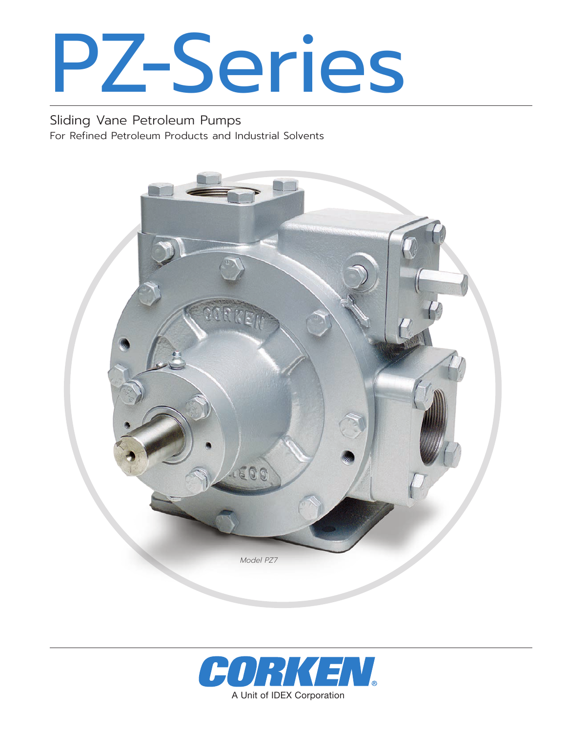# PZ-Series

## Sliding Vane Petroleum Pumps

For Refined Petroleum Products and Industrial Solvents

*Model PZ7*

CORKEN®

A Unit of IDEX Corporation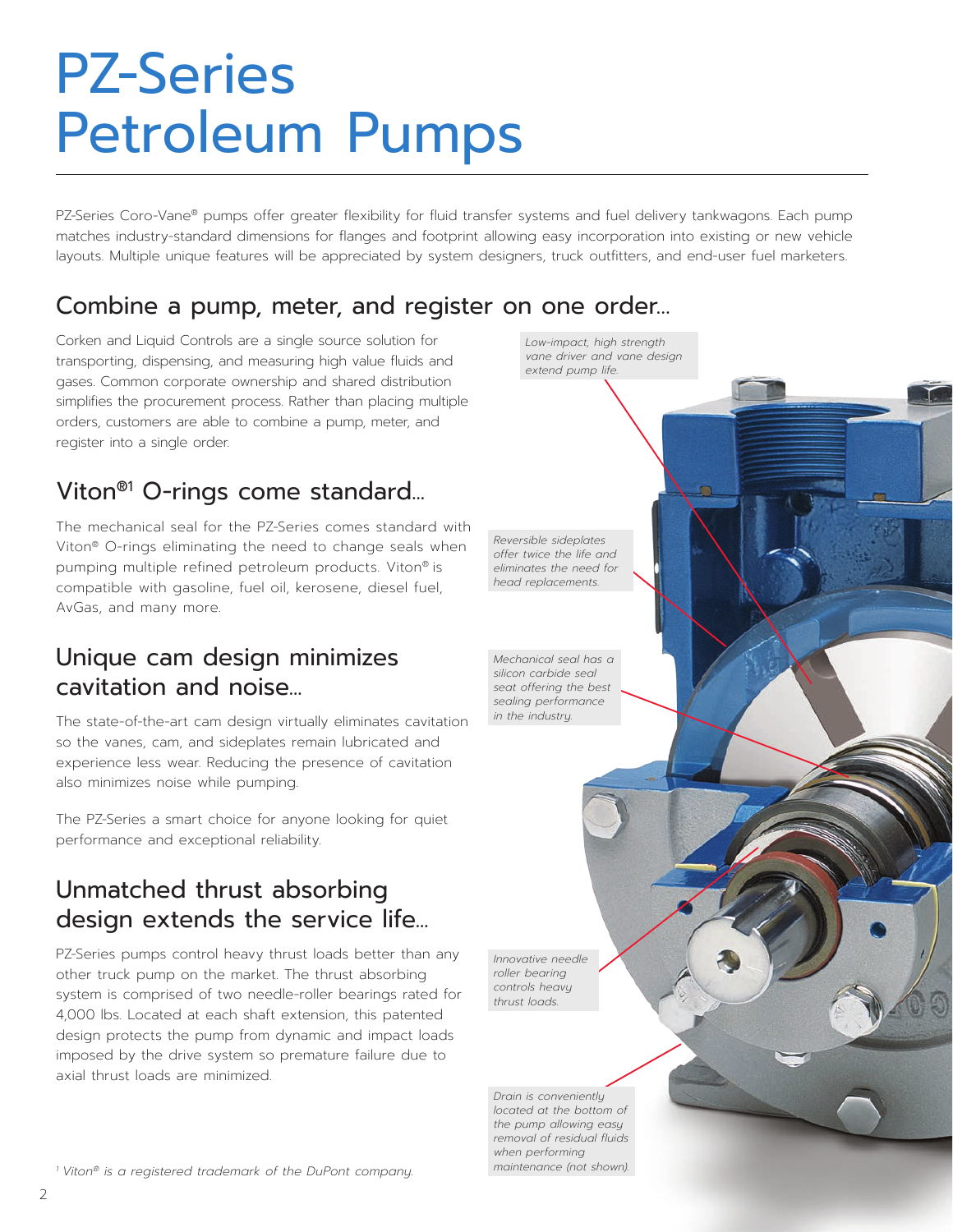# PZ-Series Petroleum Pumps

PZ-Series Coro-Vane® pumps offer greater flexibility for fluid transfer systems and fuel delivery tankwagons. Each pump matches industry-standard dimensions for flanges and footprint allowing easy incorporation into existing or new vehicle layouts. Multiple unique features will be appreciated by system designers, truck outfitters, and end-user fuel marketers.

## Combine a pump, meter, and register on one order...

Corken and Liquid Controls are a single source solution for transporting, dispensing, and measuring high value fluids and gases. Common corporate ownership and shared distribution simplifies the procurement process. Rather than placing multiple orders, customers are able to combine a pump, meter, and register into a single order.

## Viton®[1] O-rings come standard...

The mechanical seal for the PZ-Series comes standard with Viton® O-rings eliminating the need to change seals when pumping multiple refined petroleum products. Viton® is compatible with gasoline, fuel oil, kerosene, diesel fuel, AvGas, and many more.

## Unique cam design minimizes cavitation and noise...

The state-of-the-art cam design virtually eliminates cavitation so the vanes, cam, and sideplates remain lubricated and experience less wear. Reducing the presence of cavitation also minimizes noise while pumping.

The PZ-Series a smart choice for anyone looking for quiet performance and exceptional reliability.

## Unmatched thrust absorbing design extends the service life...

PZ-Series pumps control heavy thrust loads better than any other truck pump on the market. The thrust absorbing system is comprised of two needle-roller bearings rated for 4,000 lbs. Located at each shaft extension, this patented design protects the pump from dynamic and impact loads imposed by the drive system so premature failure due to axial thrust loads are minimized.

*Low-impact, high strength vane driver and vane design extend pump life.*

*Reversible sideplates offer twice the life and eliminates the need for head replacements.*

*Mechanical seal has a silicon carbide seal seat offering the best sealing performance in the industry.*

*Innovative needle roller bearing controls heavy thrust loads.*

*Drain is conveniently located at the bottom of the pump allowing easy removal of residual fluids when performing maintenance (not shown).*

*[1] Viton® is a registered trademark of the DuPont company.*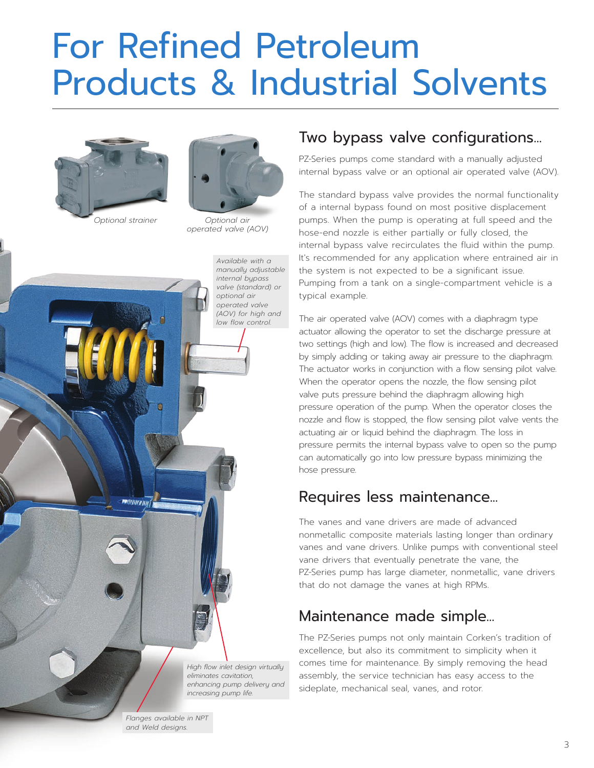# For Refined Petroleum Products & Industrial Solvents

*Optional strainer*

*Optional air operated valve (AOV)*

*Available with a manually adjustable internal bypass valve (standard) or optional air operated valve (AOV) for high and low flow control.*

*High flow inlet design virtually eliminates cavitation, enhancing pump delivery and increasing pump life.*

*Flanges available in NPT and Weld designs.*

## Two bypass valve configurations...

PZ-Series pumps come standard with a manually adjusted internal bypass valve or an optional air operated valve (AOV).

The standard bypass valve provides the normal functionality of a internal bypass found on most positive displacement pumps. When the pump is operating at full speed and the hose-end nozzle is either partially or fully closed, the internal bypass valve recirculates the fluid within the pump. It's recommended for any application where entrained air in the system is not expected to be a significant issue. Pumping from a tank on a single-compartment vehicle is a typical example.

The air operated valve (AOV) comes with a diaphragm type actuator allowing the operator to set the discharge pressure at two settings (high and low). The flow is increased and decreased by simply adding or taking away air pressure to the diaphragm. The actuator works in conjunction with a flow sensing pilot valve. When the operator opens the nozzle, the flow sensing pilot valve puts pressure behind the diaphragm allowing high pressure operation of the pump. When the operator closes the nozzle and flow is stopped, the flow sensing pilot valve vents the actuating air or liquid behind the diaphragm. The loss in pressure permits the internal bypass valve to open so the pump can automatically go into low pressure bypass minimizing the hose pressure.

## Requires less maintenance...

The vanes and vane drivers are made of advanced nonmetallic composite materials lasting longer than ordinary vanes and vane drivers. Unlike pumps with conventional steel vane drivers that eventually penetrate the vane, the PZ-Series pump has large diameter, nonmetallic, vane drivers that do not damage the vanes at high RPMs.

## Maintenance made simple...

The PZ-Series pumps not only maintain Corken's tradition of excellence, but also its commitment to simplicity when it comes time for maintenance. By simply removing the head assembly, the service technician has easy access to the sideplate, mechanical seal, vanes, and rotor.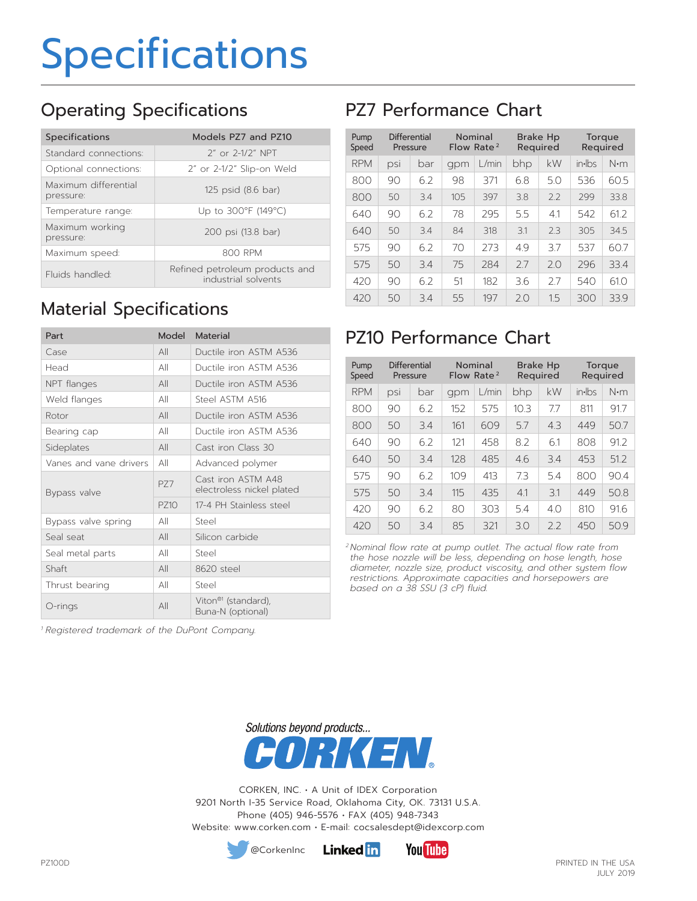# Specifications

## Operating Specifications

| Specifications | Models PZ7 and PZ10 |
|---|---|
| Standard connections: | 2" or 2-1/2" NPT |
| Optional connections: | 2" or 2-1/2" Slip-on Weld |
| Maximum differential pressure: | 125 psid (8.6 bar) |
| Temperature range: | Up to 300°F (149°C) |
| Maximum working pressure: | 200 psi (13.8 bar) |
| Maximum speed: | 800 RPM |
| Fluids handled: | Refined petroleum products and industrial solvents |

## Material Specifications

| Part | Model | Material |
|---|---|---|
| Case | All | Ductile iron ASTM A536 |
| Head | All | Ductile iron ASTM A536 |
| NPT flanges | All | Ductile iron ASTM A536 |
| Weld flanges | All | Steel ASTM A516 |
| Rotor | All | Ductile iron ASTM A536 |
| Bearing cap | All | Ductile iron ASTM A536 |
| Sideplates | All | Cast iron Class 30 |
| Vanes and vane drivers | All | Advanced polymer |
| Bypass valve | PZ7 | Cast iron ASTM A48 electroless nickel plated |
| | PZ10 | 17-4 PH Stainless steel |
| Bypass valve spring | All | Steel |
| Seal seat | All | Silicon carbide |
| Seal metal parts | All | Steel |
| Shaft | All | 8620 steel |
| Thrust bearing | All | Steel |
| O-rings | All | Viton®[1] (standard), Buna-N (optional) |

[1] Registered trademark of the DuPont Company.

## PZ7 Performance Chart

| Pump Speed | Differential Pressure | | Nominal Flow Rate [2] | | Brake Hp Required | | Torque Required | |
|---|---|---|---|---|---|---|---|---|
| RPM | psi | bar | gpm | L/min | bhp | kW | in•lbs | N•m |
| 800 | 90 | 6.2 | 98 | 371 | 6.8 | 5.0 | 536 | 60.5 |
| 800 | 50 | 3.4 | 105 | 397 | 3.8 | 2.2 | 299 | 33.8 |
| 640 | 90 | 6.2 | 78 | 295 | 5.5 | 4.1 | 542 | 61.2 |
| 640 | 50 | 3.4 | 84 | 318 | 3.1 | 2.3 | 305 | 34.5 |
| 575 | 90 | 6.2 | 70 | 273 | 4.9 | 3.7 | 537 | 60.7 |
| 575 | 50 | 3.4 | 75 | 284 | 2.7 | 2.0 | 296 | 33.4 |
| 420 | 90 | 6.2 | 51 | 182 | 3.6 | 2.7 | 540 | 61.0 |
| 420 | 50 | 3.4 | 55 | 197 | 2.0 | 1.5 | 300 | 33.9 |

## PZ10 Performance Chart

| Pump Speed | Differential Pressure | | Nominal Flow Rate [2] | | Brake Hp Required | | Torque Required | |
|---|---|---|---|---|---|---|---|---|
| RPM | psi | bar | gpm | L/min | bhp | kW | in•lbs | N•m |
| 800 | 90 | 6.2 | 152 | 575 | 10.3 | 7.7 | 811 | 91.7 |
| 800 | 50 | 3.4 | 161 | 609 | 5.7 | 4.3 | 449 | 50.7 |
| 640 | 90 | 6.2 | 121 | 458 | 8.2 | 6.1 | 808 | 91.2 |
| 640 | 50 | 3.4 | 128 | 485 | 4.6 | 3.4 | 453 | 51.2 |
| 575 | 90 | 6.2 | 109 | 413 | 7.3 | 5.4 | 800 | 90.4 |
| 575 | 50 | 3.4 | 115 | 435 | 4.1 | 3.1 | 449 | 50.8 |
| 420 | 90 | 6.2 | 80 | 303 | 5.4 | 4.0 | 810 | 91.6 |
| 420 | 50 | 3.4 | 85 | 321 | 3.0 | 2.2 | 450 | 50.9 |

*[2] Nominal flow rate at pump outlet. The actual flow rate from the hose nozzle will be less, depending on hose length, hose diameter, nozzle size, product viscosity, and other system flow restrictions. Approximate capacities and horsepowers are based on a 38 SSU (3 cP) fluid.*

Solutions beyond products...

CORKEN®

CORKEN, INC. • A Unit of IDEX Corporation
9201 North I-35 Service Road, Oklahoma City, OK. 73131 U.S.A.
Phone (405) 946-5576 • FAX (405) 948-7343
Website: www.corken.com • E-mail: cocsalesdept@idexcorp.com

@CorkenInc LinkedIn YouTube

PZ100D

PRINTED IN THE USA
JULY 2019